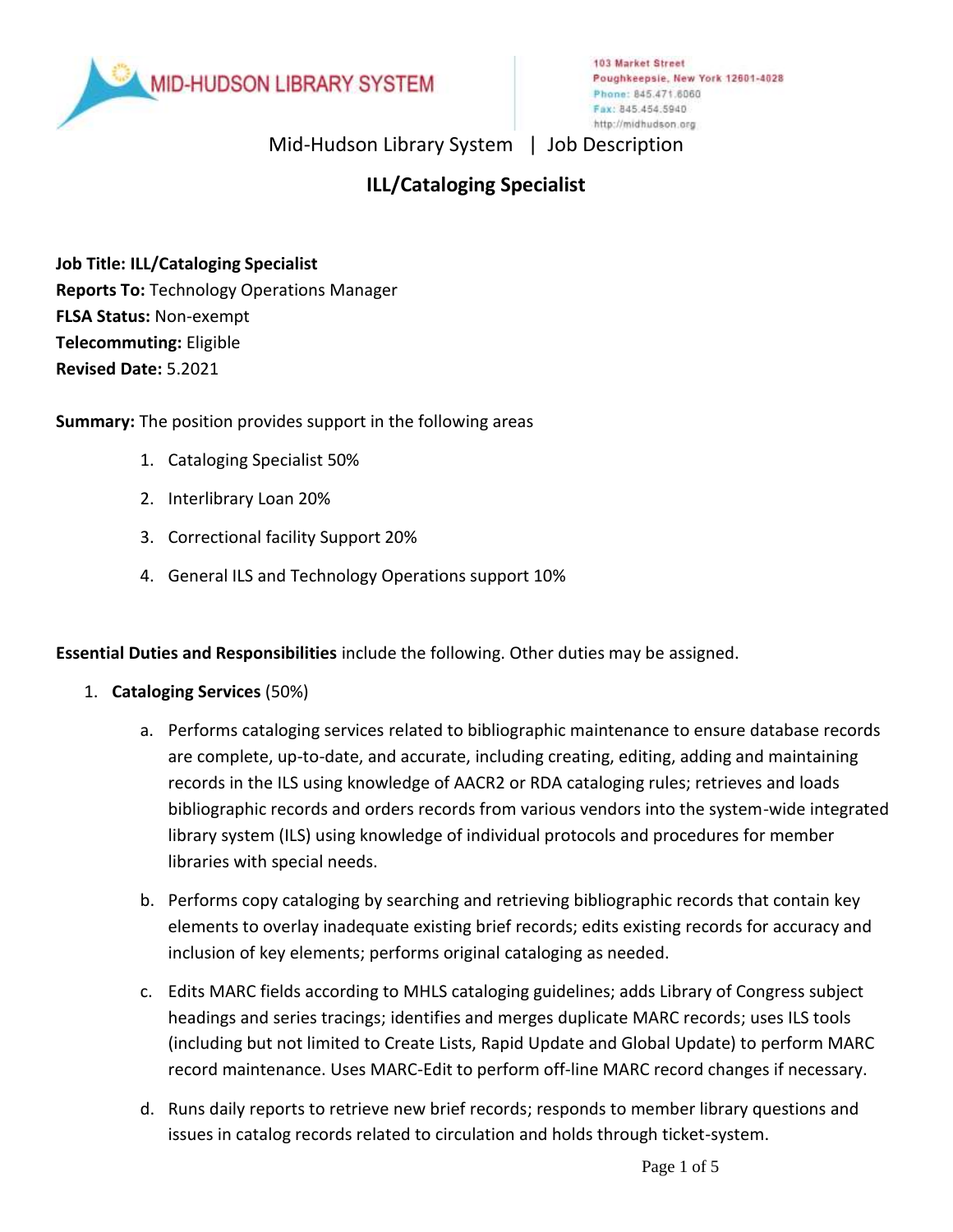MID-HUDSON LIBRARY SYSTEM

103 Market Street
Poughkeepsie, New York 12601-4028
Phone: 845.471.6060
Fax: 845.454.5940
http://midhudson.org

Mid-Hudson Library System | Job Description

# ILL/Cataloging Specialist

**Job Title: ILL/Cataloging Specialist**
**Reports To:** Technology Operations Manager
**FLSA Status:** Non-exempt
**Telecommuting:** Eligible
**Revised Date:** 5.2021

**Summary:** The position provides support in the following areas

1. Cataloging Specialist 50%
2. Interlibrary Loan 20%
3. Correctional facility Support 20%
4. General ILS and Technology Operations support 10%

**Essential Duties and Responsibilities** include the following. Other duties may be assigned.

1. **Cataloging Services** (50%)
   a. Performs cataloging services related to bibliographic maintenance to ensure database records are complete, up-to-date, and accurate, including creating, editing, adding and maintaining records in the ILS using knowledge of AACR2 or RDA cataloging rules; retrieves and loads bibliographic records and orders records from various vendors into the system-wide integrated library system (ILS) using knowledge of individual protocols and procedures for member libraries with special needs.
   b. Performs copy cataloging by searching and retrieving bibliographic records that contain key elements to overlay inadequate existing brief records; edits existing records for accuracy and inclusion of key elements; performs original cataloging as needed.
   c. Edits MARC fields according to MHLS cataloging guidelines; adds Library of Congress subject headings and series tracings; identifies and merges duplicate MARC records; uses ILS tools (including but not limited to Create Lists, Rapid Update and Global Update) to perform MARC record maintenance. Uses MARC-Edit to perform off-line MARC record changes if necessary.
   d. Runs daily reports to retrieve new brief records; responds to member library questions and issues in catalog records related to circulation and holds through ticket-system.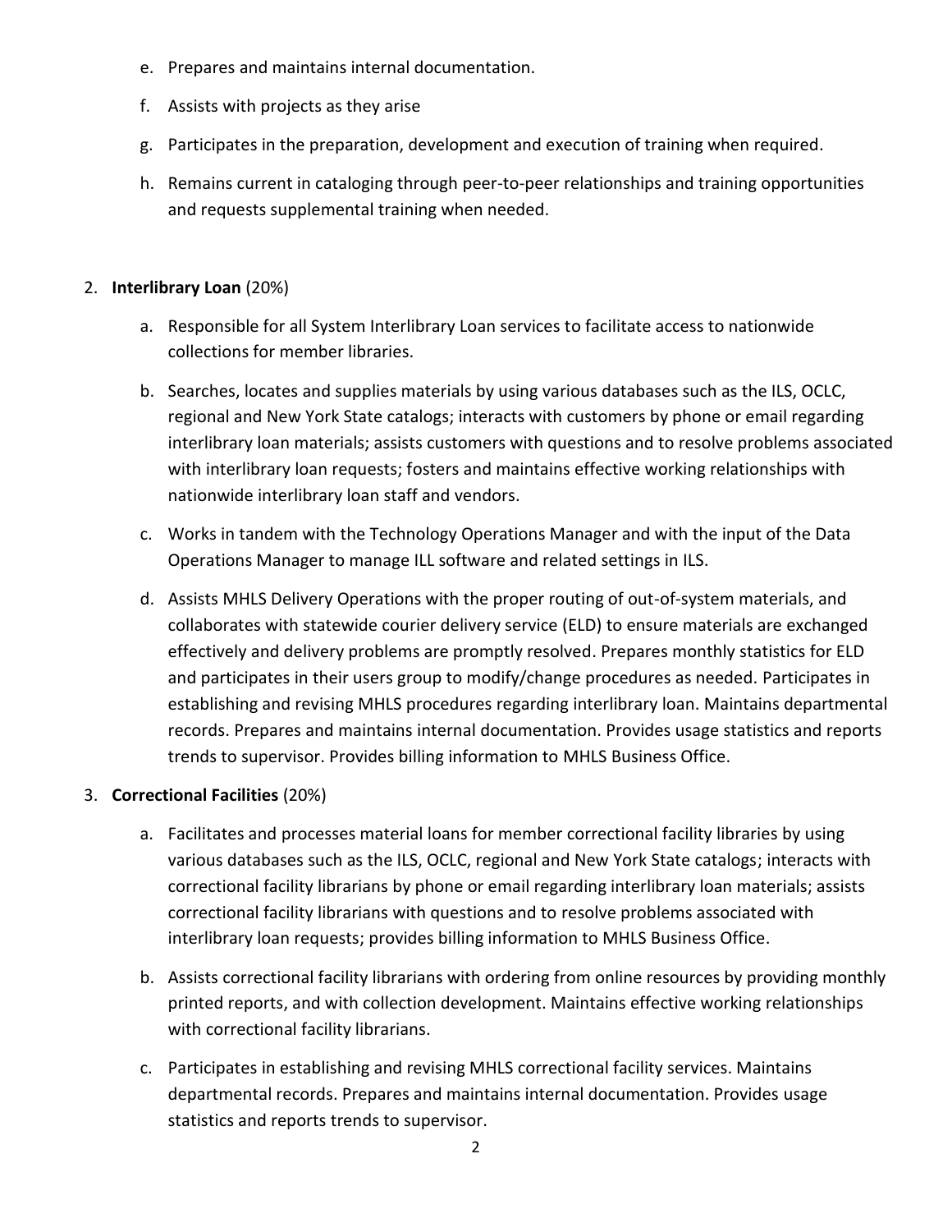e. Prepares and maintains internal documentation.

f. Assists with projects as they arise

g. Participates in the preparation, development and execution of training when required.

h. Remains current in cataloging through peer-to-peer relationships and training opportunities and requests supplemental training when needed.

2. **Interlibrary Loan** (20%)

   a. Responsible for all System Interlibrary Loan services to facilitate access to nationwide collections for member libraries.

   b. Searches, locates and supplies materials by using various databases such as the ILS, OCLC, regional and New York State catalogs; interacts with customers by phone or email regarding interlibrary loan materials; assists customers with questions and to resolve problems associated with interlibrary loan requests; fosters and maintains effective working relationships with nationwide interlibrary loan staff and vendors.

   c. Works in tandem with the Technology Operations Manager and with the input of the Data Operations Manager to manage ILL software and related settings in ILS.

   d. Assists MHLS Delivery Operations with the proper routing of out-of-system materials, and collaborates with statewide courier delivery service (ELD) to ensure materials are exchanged effectively and delivery problems are promptly resolved. Prepares monthly statistics for ELD and participates in their users group to modify/change procedures as needed. Participates in establishing and revising MHLS procedures regarding interlibrary loan. Maintains departmental records. Prepares and maintains internal documentation. Provides usage statistics and reports trends to supervisor. Provides billing information to MHLS Business Office.

3. **Correctional Facilities** (20%)

   a. Facilitates and processes material loans for member correctional facility libraries by using various databases such as the ILS, OCLC, regional and New York State catalogs; interacts with correctional facility librarians by phone or email regarding interlibrary loan materials; assists correctional facility librarians with questions and to resolve problems associated with interlibrary loan requests; provides billing information to MHLS Business Office.

   b. Assists correctional facility librarians with ordering from online resources by providing monthly printed reports, and with collection development. Maintains effective working relationships with correctional facility librarians.

   c. Participates in establishing and revising MHLS correctional facility services. Maintains departmental records. Prepares and maintains internal documentation. Provides usage statistics and reports trends to supervisor.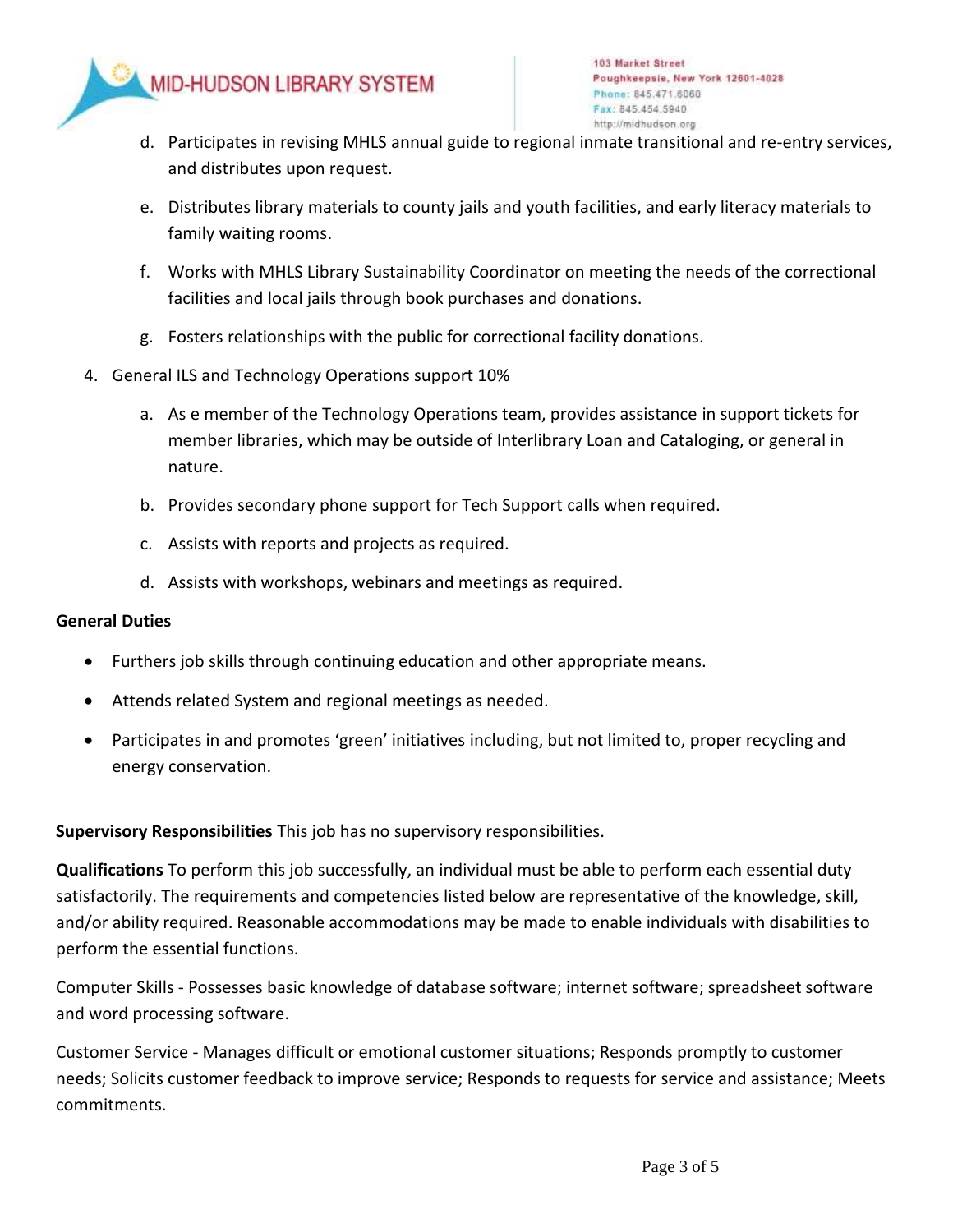d. Participates in revising MHLS annual guide to regional inmate transitional and re-entry services, and distributes upon request.

e. Distributes library materials to county jails and youth facilities, and early literacy materials to family waiting rooms.

f. Works with MHLS Library Sustainability Coordinator on meeting the needs of the correctional facilities and local jails through book purchases and donations.

g. Fosters relationships with the public for correctional facility donations.

4. General ILS and Technology Operations support 10%

   a. As e member of the Technology Operations team, provides assistance in support tickets for member libraries, which may be outside of Interlibrary Loan and Cataloging, or general in nature.

   b. Provides secondary phone support for Tech Support calls when required.

   c. Assists with reports and projects as required.

   d. Assists with workshops, webinars and meetings as required.

**General Duties**

- Furthers job skills through continuing education and other appropriate means.
- Attends related System and regional meetings as needed.
- Participates in and promotes 'green' initiatives including, but not limited to, proper recycling and energy conservation.

**Supervisory Responsibilities** This job has no supervisory responsibilities.

**Qualifications** To perform this job successfully, an individual must be able to perform each essential duty satisfactorily. The requirements and competencies listed below are representative of the knowledge, skill, and/or ability required. Reasonable accommodations may be made to enable individuals with disabilities to perform the essential functions.

Computer Skills - Possesses basic knowledge of database software; internet software; spreadsheet software and word processing software.

Customer Service - Manages difficult or emotional customer situations; Responds promptly to customer needs; Solicits customer feedback to improve service; Responds to requests for service and assistance; Meets commitments.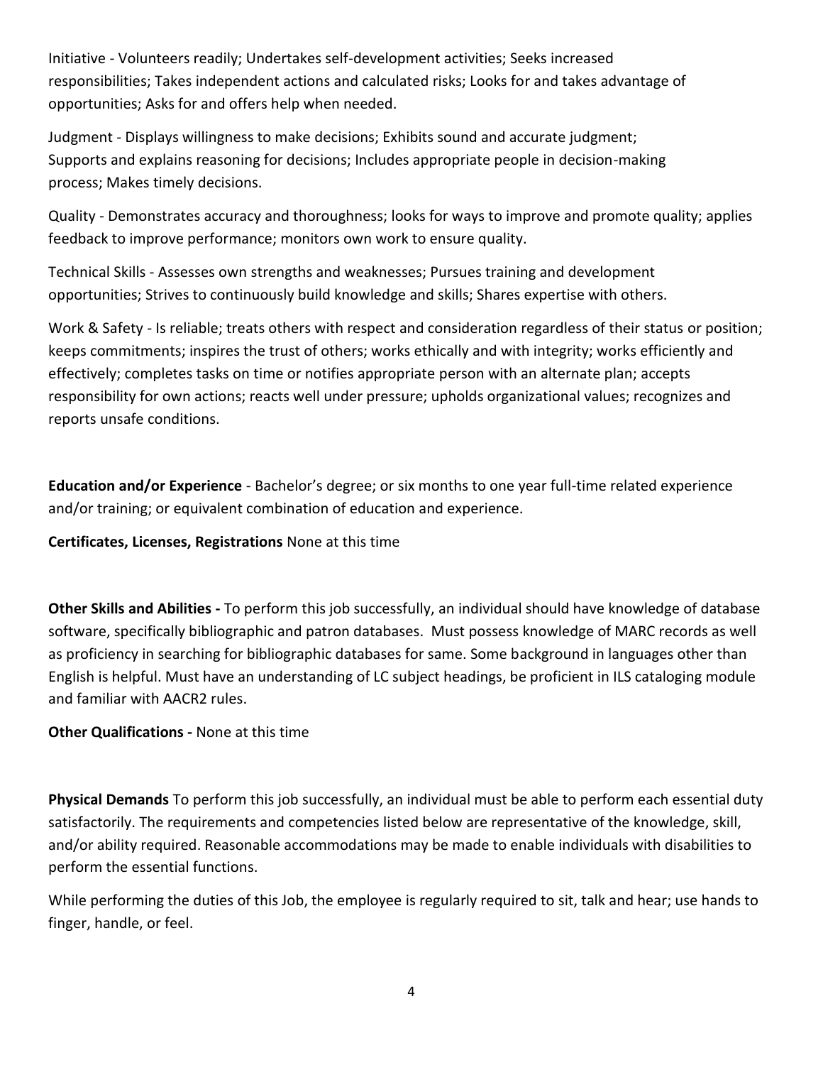Initiative - Volunteers readily; Undertakes self-development activities; Seeks increased responsibilities; Takes independent actions and calculated risks; Looks for and takes advantage of opportunities; Asks for and offers help when needed.

Judgment - Displays willingness to make decisions; Exhibits sound and accurate judgment; Supports and explains reasoning for decisions; Includes appropriate people in decision-making process; Makes timely decisions.

Quality - Demonstrates accuracy and thoroughness; looks for ways to improve and promote quality; applies feedback to improve performance; monitors own work to ensure quality.

Technical Skills - Assesses own strengths and weaknesses; Pursues training and development opportunities; Strives to continuously build knowledge and skills; Shares expertise with others.

Work & Safety - Is reliable; treats others with respect and consideration regardless of their status or position; keeps commitments; inspires the trust of others; works ethically and with integrity; works efficiently and effectively; completes tasks on time or notifies appropriate person with an alternate plan; accepts responsibility for own actions; reacts well under pressure; upholds organizational values; recognizes and reports unsafe conditions.

**Education and/or Experience** - Bachelor's degree; or six months to one year full-time related experience and/or training; or equivalent combination of education and experience.

**Certificates, Licenses, Registrations** None at this time

**Other Skills and Abilities -** To perform this job successfully, an individual should have knowledge of database software, specifically bibliographic and patron databases. Must possess knowledge of MARC records as well as proficiency in searching for bibliographic databases for same. Some background in languages other than English is helpful. Must have an understanding of LC subject headings, be proficient in ILS cataloging module and familiar with AACR2 rules.

**Other Qualifications -** None at this time

**Physical Demands** To perform this job successfully, an individual must be able to perform each essential duty satisfactorily. The requirements and competencies listed below are representative of the knowledge, skill, and/or ability required. Reasonable accommodations may be made to enable individuals with disabilities to perform the essential functions.

While performing the duties of this Job, the employee is regularly required to sit, talk and hear; use hands to finger, handle, or feel.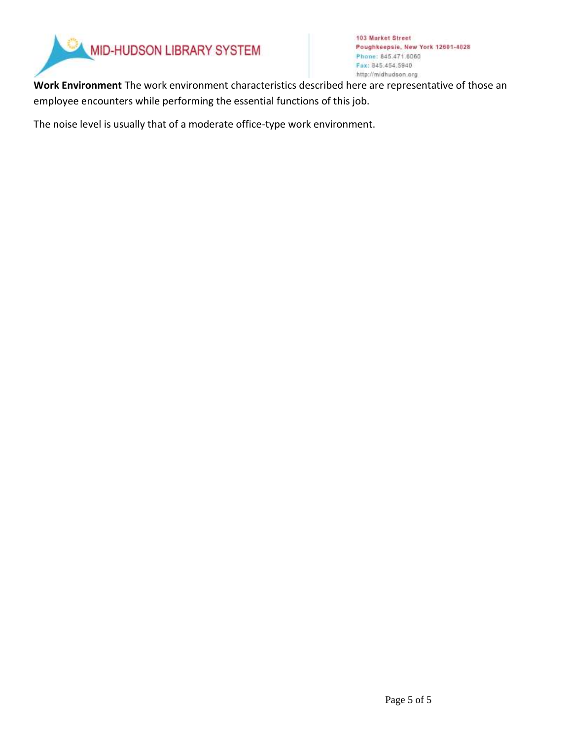**Work Environment** The work environment characteristics described here are representative of those an employee encounters while performing the essential functions of this job.

The noise level is usually that of a moderate office-type work environment.